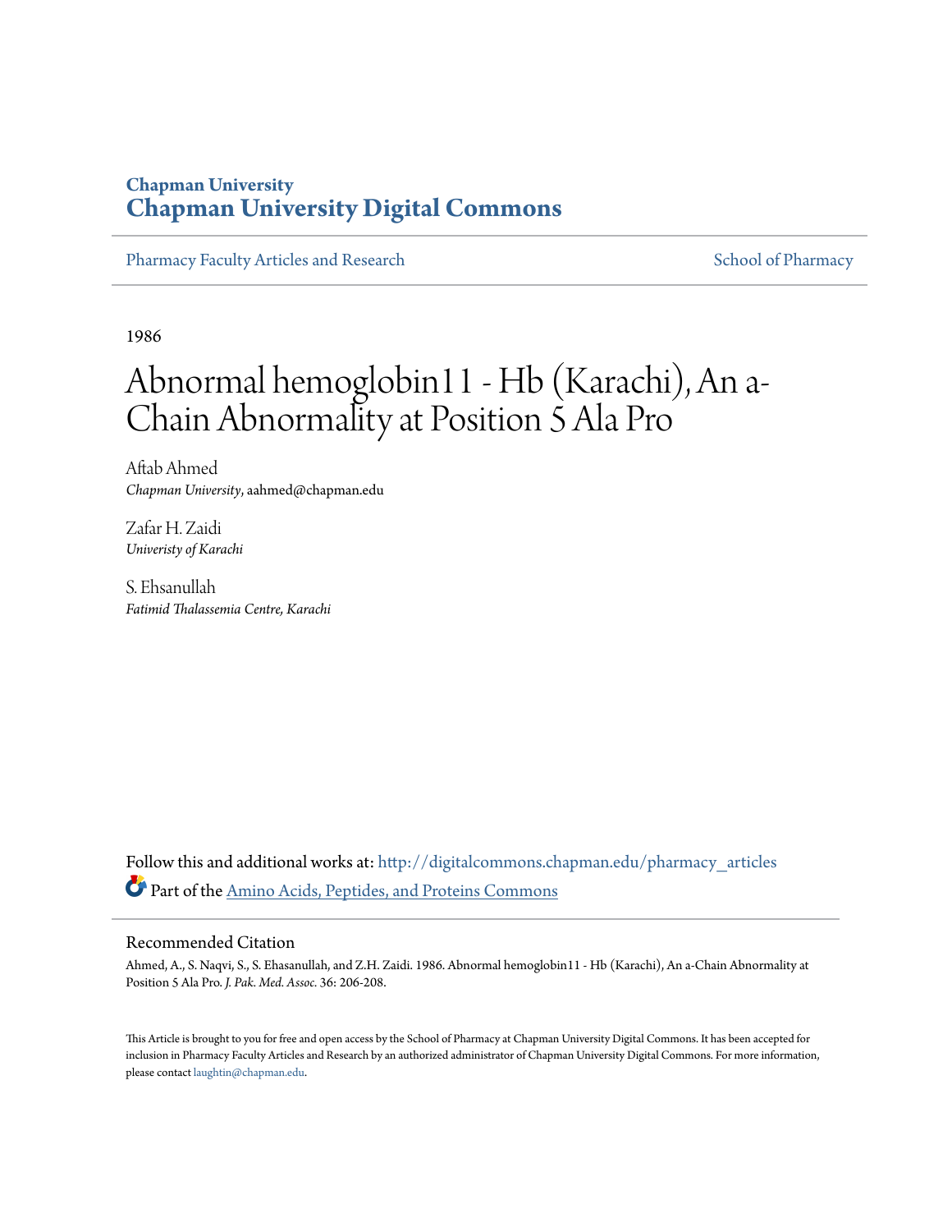**Chapman University**
**Chapman University Digital Commons**

Pharmacy Faculty Articles and Research

School of Pharmacy

1986

# Abnormal hemoglobin11 - Hb (Karachi), An a-Chain Abnormality at Position 5 Ala Pro

Aftab Ahmed
*Chapman University*, aahmed@chapman.edu

Zafar H. Zaidi
*Univeristy of Karachi*

S. Ehsanullah
*Fatimid Thalassemia Centre, Karachi*

Follow this and additional works at: http://digitalcommons.chapman.edu/pharmacy_articles

Part of the Amino Acids, Peptides, and Proteins Commons

## Recommended Citation

Ahmed, A., S. Naqvi, S., S. Ehasanullah, and Z.H. Zaidi. 1986. Abnormal hemoglobin11 - Hb (Karachi), An a-Chain Abnormality at Position 5 Ala Pro. *J. Pak. Med. Assoc.* 36: 206-208.

This Article is brought to you for free and open access by the School of Pharmacy at Chapman University Digital Commons. It has been accepted for inclusion in Pharmacy Faculty Articles and Research by an authorized administrator of Chapman University Digital Commons. For more information, please contact laughtin@chapman.edu.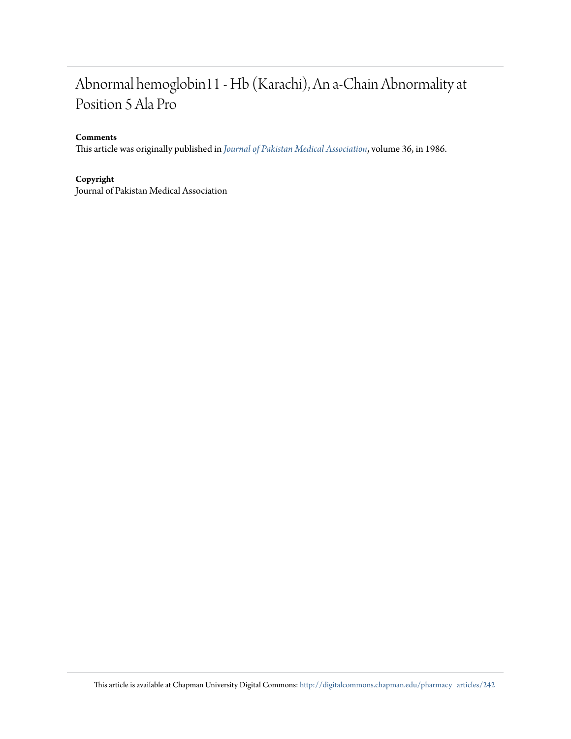# Abnormal hemoglobin11 - Hb (Karachi), An a-Chain Abnormality at Position 5 Ala Pro

**Comments**

This article was originally published in *Journal of Pakistan Medical Association*, volume 36, in 1986.

**Copyright**

Journal of Pakistan Medical Association

This article is available at Chapman University Digital Commons: http://digitalcommons.chapman.edu/pharmacy_articles/242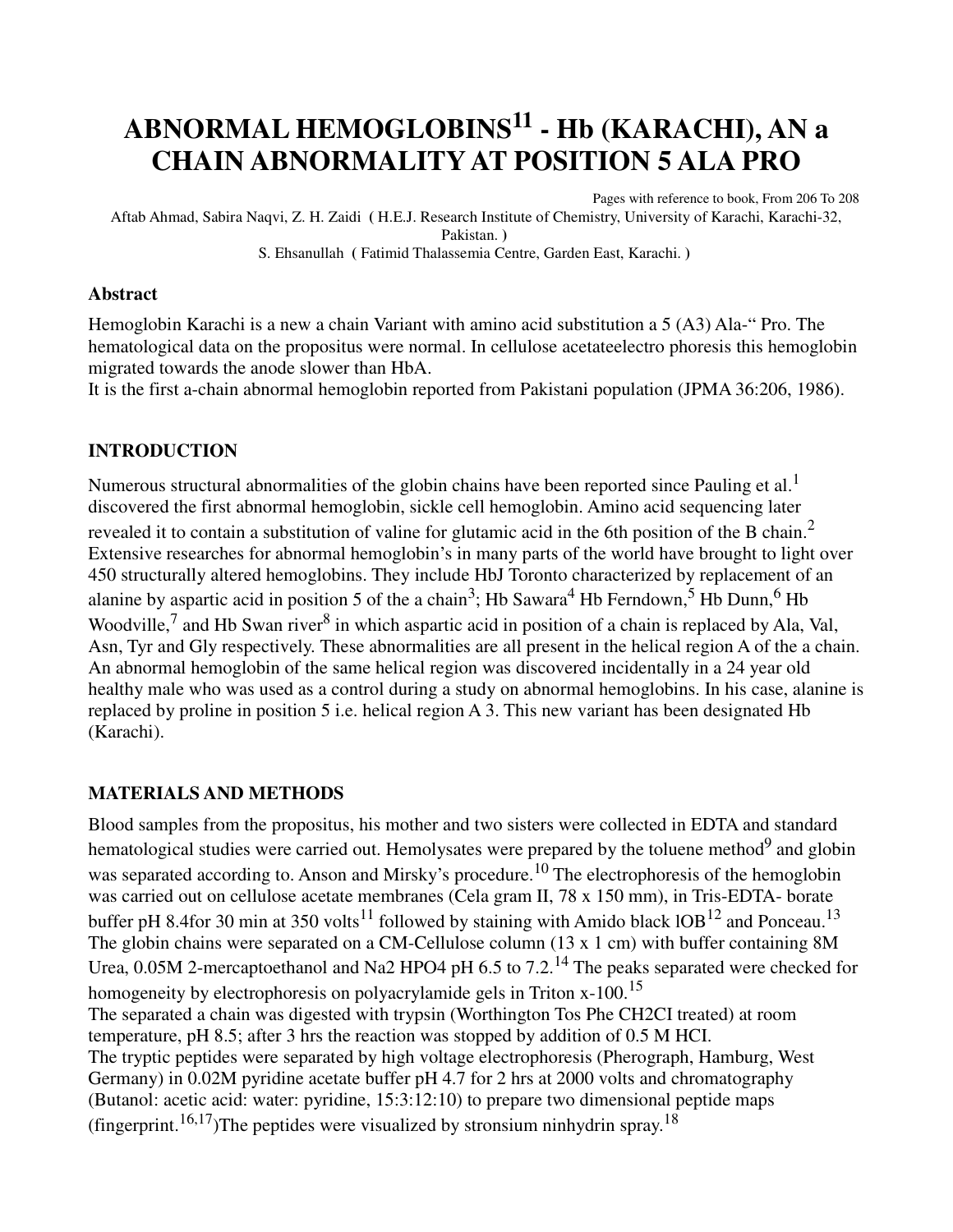# ABNORMAL HEMOGLOBINS[11] - Hb (KARACHI), AN a CHAIN ABNORMALITY AT POSITION 5 ALA PRO

Pages with reference to book, From 206 To 208

Aftab Ahmad, Sabira Naqvi, Z. H. Zaidi ( H.E.J. Research Institute of Chemistry, University of Karachi, Karachi-32, Pakistan. )

S. Ehsanullah ( Fatimid Thalassemia Centre, Garden East, Karachi. )

### Abstract

Hemoglobin Karachi is a new a chain Variant with amino acid substitution a 5 (A3) Ala-" Pro. The hematological data on the propositus were normal. In cellulose acetateelectro phoresis this hemoglobin migrated towards the anode slower than HbA.

It is the first a-chain abnormal hemoglobin reported from Pakistani population (JPMA 36:206, 1986).

### INTRODUCTION

Numerous structural abnormalities of the globin chains have been reported since Pauling et al.[1] discovered the first abnormal hemoglobin, sickle cell hemoglobin. Amino acid sequencing later revealed it to contain a substitution of valine for glutamic acid in the 6th position of the B chain.[2] Extensive researches for abnormal hemoglobin's in many parts of the world have brought to light over 450 structurally altered hemoglobins. They include HbJ Toronto characterized by replacement of an alanine by aspartic acid in position 5 of the a chain[3]; Hb Sawara[4] Hb Ferndown,[5] Hb Dunn,[6] Hb Woodville,[7] and Hb Swan river[8] in which aspartic acid in position of a chain is replaced by Ala, Val, Asn, Tyr and Gly respectively. These abnormalities are all present in the helical region A of the a chain. An abnormal hemoglobin of the same helical region was discovered incidentally in a 24 year old healthy male who was used as a control during a study on abnormal hemoglobins. In his case, alanine is replaced by proline in position 5 i.e. helical region A 3. This new variant has been designated Hb (Karachi).

### MATERIALS AND METHODS

Blood samples from the propositus, his mother and two sisters were collected in EDTA and standard hematological studies were carried out. Hemolysates were prepared by the toluene method[9] and globin was separated according to. Anson and Mirsky's procedure.[10] The electrophoresis of the hemoglobin was carried out on cellulose acetate membranes (Cela gram II, 78 x 150 mm), in Tris-EDTA- borate buffer pH 8.4for 30 min at 350 volts[11] followed by staining with Amido black lOB[12] and Ponceau.[13] The globin chains were separated on a CM-Cellulose column (13 x 1 cm) with buffer containing 8M Urea, 0.05M 2-mercaptoethanol and Na2 HPO4 pH 6.5 to 7.2.[14] The peaks separated were checked for homogeneity by electrophoresis on polyacrylamide gels in Triton x-100.[15]

The separated a chain was digested with trypsin (Worthington Tos Phe CH2CI treated) at room temperature, pH 8.5; after 3 hrs the reaction was stopped by addition of 0.5 M HCI.

The tryptic peptides were separated by high voltage electrophoresis (Pherograph, Hamburg, West Germany) in 0.02M pyridine acetate buffer pH 4.7 for 2 hrs at 2000 volts and chromatography (Butanol: acetic acid: water: pyridine, 15:3:12:10) to prepare two dimensional peptide maps (fingerprint.[16,17])The peptides were visualized by stronsium ninhydrin spray.[18]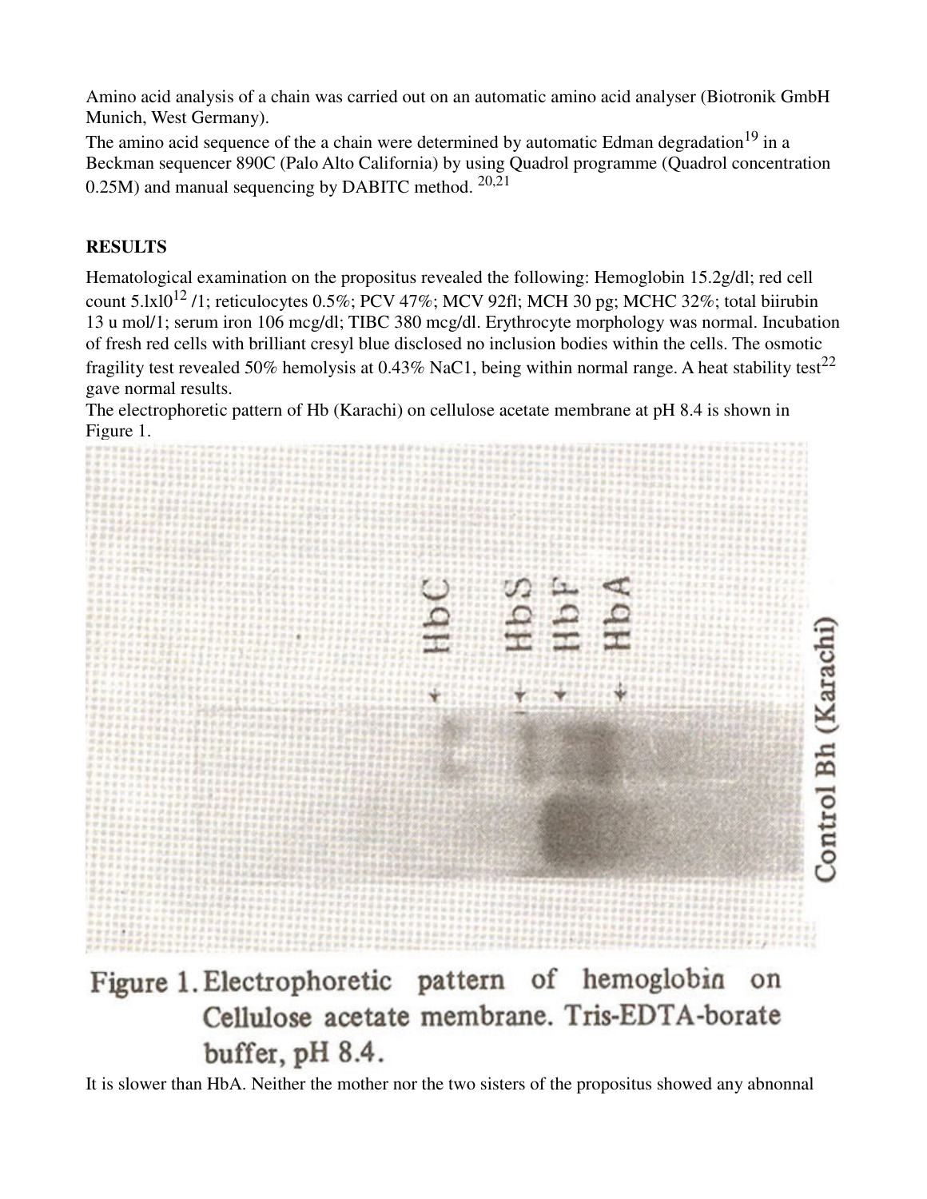Amino acid analysis of a chain was carried out on an automatic amino acid analyser (Biotronik GmbH Munich, West Germany).

The amino acid sequence of the a chain were determined by automatic Edman degradation[19] in a Beckman sequencer 890C (Palo Alto California) by using Quadrol programme (Quadrol concentration 0.25M) and manual sequencing by DABITC method. [20,21]

## RESULTS

Hematological examination on the propositus revealed the following: Hemoglobin 15.2g/dl; red cell count $5.1 \times 10^{12}$ /1; reticulocytes 0.5%; PCV 47%; MCV 92fl; MCH 30 pg; MCHC 32%; total biirubin 13 u mol/1; serum iron 106 mcg/dl; TIBC 380 mcg/dl. Erythrocyte morphology was normal. Incubation of fresh red cells with brilliant cresyl blue disclosed no inclusion bodies within the cells. The osmotic fragility test revealed 50% hemolysis at 0.43% NaC1, being within normal range. A heat stability test[22] gave normal results.

The electrophoretic pattern of Hb (Karachi) on cellulose acetate membrane at pH 8.4 is shown in Figure 1.

Figure 1. Electrophoretic pattern of hemoglobin on Cellulose acetate membrane. Tris-EDTA-borate buffer, pH 8.4.

It is slower than HbA. Neither the mother nor the two sisters of the propositus showed any abnonnal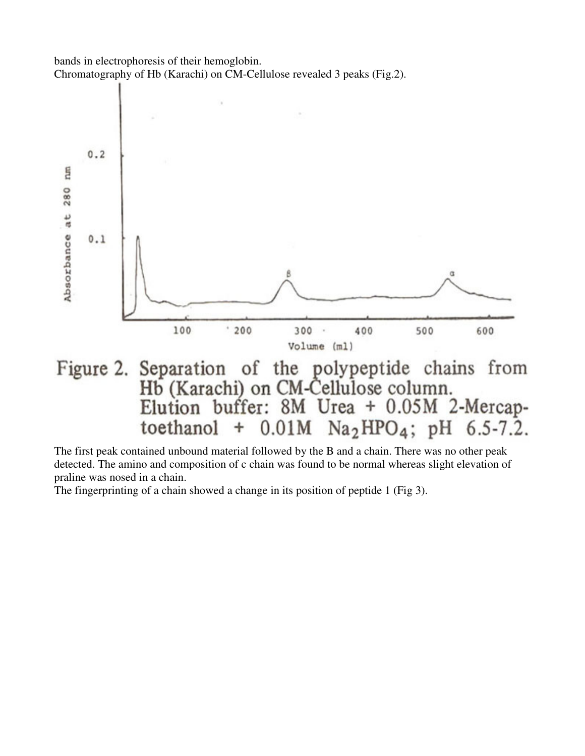bands in electrophoresis of their hemoglobin.

Chromatography of Hb (Karachi) on CM-Cellulose revealed 3 peaks (Fig.2).

Figure 2. Separation of the polypeptide chains from Hb (Karachi) on CM-Cellulose column. Elution buffer: 8M Urea + 0.05M 2-Mercaptoethanol + 0.01M $Na_2HPO_4$; pH 6.5-7.2.

The first peak contained unbound material followed by the Β and a chain. There was no other peak detected. The amino and composition of c chain was found to be normal whereas slight elevation of praline was nosed in a chain.

The fingerprinting of a chain showed a change in its position of peptide 1 (Fig 3).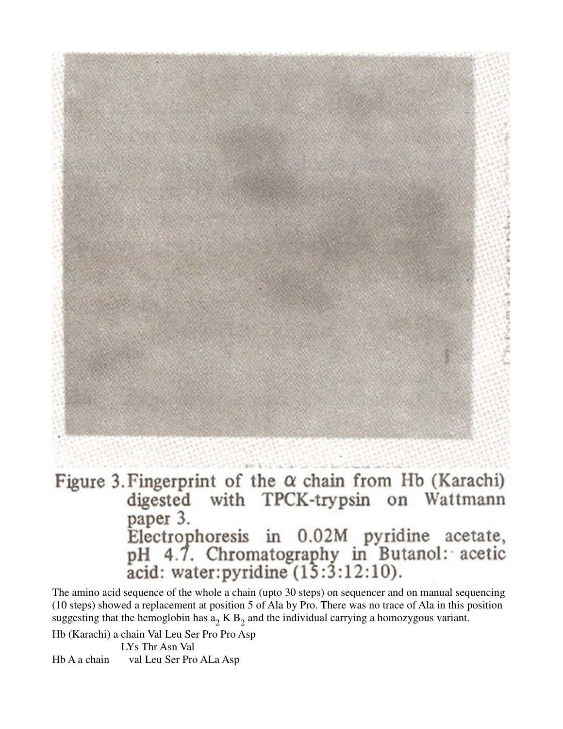Figure 3. Fingerprint of the α chain from Hb (Karachi) digested with TPCK-trypsin on Wattmann paper 3.
Electrophoresis in 0.02M pyridine acetate, pH 4.7. Chromatography in Butanol: acetic acid: water:pyridine (15:3:12:10).

The amino acid sequence of the whole a chain (upto 30 steps) on sequencer and on manual sequencing (10 steps) showed a replacement at position 5 of Ala by Pro. There was no trace of Ala in this position suggesting that the hemoglobin has $a_2$ K $B_2$ and the individual carrying a homozygous variant.

Hb (Karachi) a chain Val Leu Ser Pro Pro Asp
LYs Thr Asn Val

Hb A a chain val Leu Ser Pro ALa Asp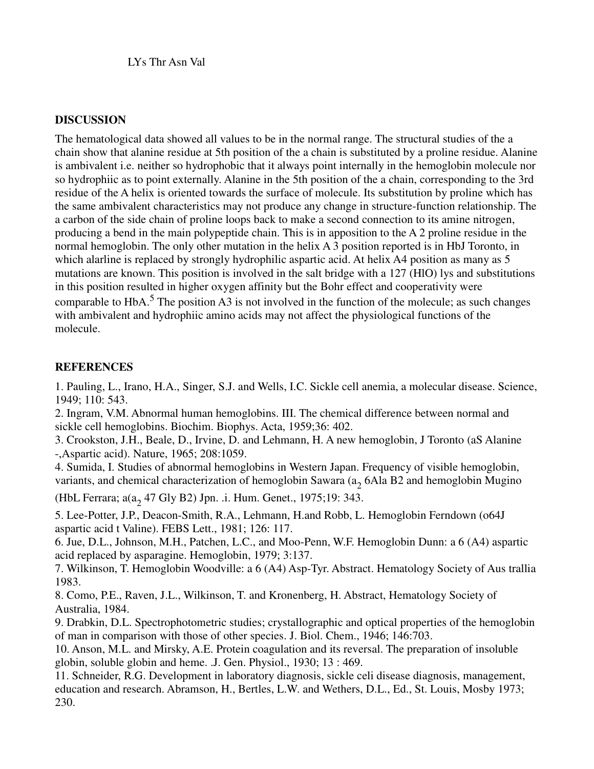LYs Thr Asn Val

## DISCUSSION

The hematological data showed all values to be in the normal range. The structural studies of the a chain show that alanine residue at 5th position of the a chain is substituted by a proline residue. Alanine is ambivalent i.e. neither so hydrophobic that it always point internally in the hemoglobin molecule nor so hydrophiic as to point externally. Alanine in the 5th position of the a chain, corresponding to the 3rd residue of the A helix is oriented towards the surface of molecule. Its substitution by proline which has the same ambivalent characteristics may not produce any change in structure-function relationship. The a carbon of the side chain of proline loops back to make a second connection to its amine nitrogen, producing a bend in the main polypeptide chain. This is in apposition to the A 2 proline residue in the normal hemoglobin. The only other mutation in the helix A 3 position reported is in HbJ Toronto, in which alarline is replaced by strongly hydrophilic aspartic acid. At helix A4 position as many as 5 mutations are known. This position is involved in the salt bridge with a 127 (HlO) lys and substitutions in this position resulted in higher oxygen affinity but the Bohr effect and cooperativity were comparable to HbA.[5] The position A3 is not involved in the function of the molecule; as such changes with ambivalent and hydrophiic amino acids may not affect the physiological functions of the molecule.

## REFERENCES

1. Pauling, L., Irano, H.A., Singer, S.J. and Wells, I.C. Sickle cell anemia, a molecular disease. Science, 1949; 110: 543.
2. Ingram, V.M. Abnormal human hemoglobins. III. The chemical difference between normal and sickle cell hemoglobins. Biochim. Biophys. Acta, 1959;36: 402.
3. Crookston, J.H., Beale, D., Irvine, D. and Lehmann, H. A new hemoglobin, J Toronto (aS Alanine -,Aspartic acid). Nature, 1965; 208:1059.
4. Sumida, I. Studies of abnormal hemoglobins in Western Japan. Frequency of visible hemoglobin, variants, and chemical characterization of hemoglobin Sawara ($a_2$ 6Ala B2 and hemoglobin Mugino (HbL Ferrara; a($a_2$ 47 Gly B2) Jpn. .i. Hum. Genet., 1975;19: 343.
5. Lee-Potter, J.P., Deacon-Smith, R.A., Lehmann, H.and Robb, L. Hemoglobin Ferndown (o64J aspartic acid t Valine). FEBS Lett., 1981; 126: 117.
6. Jue, D.L., Johnson, M.H., Patchen, L.C., and Moo-Penn, W.F. Hemoglobin Dunn: a 6 (A4) aspartic acid replaced by asparagine. Hemoglobin, 1979; 3:137.
7. Wilkinson, T. Hemoglobin Woodville: a 6 (A4) Asp-Tyr. Abstract. Hematology Society of Aus trallia 1983.
8. Como, P.E., Raven, J.L., Wilkinson, T. and Kronenberg, H. Abstract, Hematology Society of Australia, 1984.
9. Drabkin, D.L. Spectrophotometric studies; crystallographic and optical properties of the hemoglobin of man in comparison with those of other species. J. Biol. Chem., 1946; 146:703.
10. Anson, M.L. and Mirsky, A.E. Protein coagulation and its reversal. The preparation of insoluble globin, soluble globin and heme. .J. Gen. Physiol., 1930; 13 : 469.
11. Schneider, R.G. Development in laboratory diagnosis, sickle celi disease diagnosis, management, education and research. Abramson, H., Bertles, L.W. and Wethers, D.L., Ed., St. Louis, Mosby 1973; 230.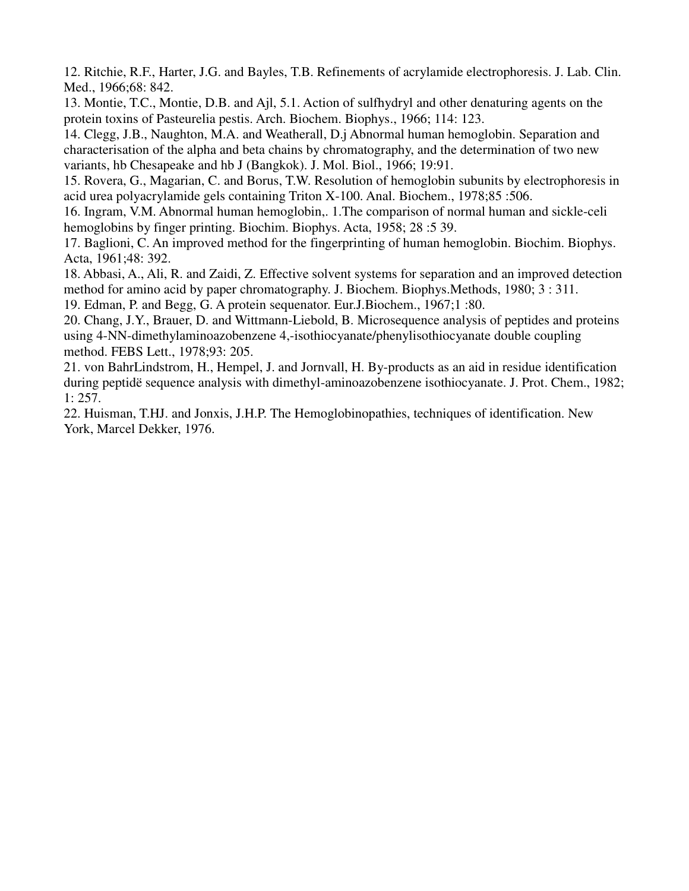12. Ritchie, R.F., Harter, J.G. and Bayles, T.B. Refinements of acrylamide electrophoresis. J. Lab. Clin. Med., 1966;68: 842.

13. Montie, T.C., Montie, D.B. and Ajl, 5.1. Action of sulfhydryl and other denaturing agents on the protein toxins of Pasteurelia pestis. Arch. Biochem. Biophys., 1966; 114: 123.

14. Clegg, J.B., Naughton, M.A. and Weatherall, D.j Abnormal human hemoglobin. Separation and characterisation of the alpha and beta chains by chromatography, and the determination of two new variants, hb Chesapeake and hb J (Bangkok). J. Mol. Biol., 1966; 19:91.

15. Rovera, G., Magarian, C. and Borus, T.W. Resolution of hemoglobin subunits by electrophoresis in acid urea polyacrylamide gels containing Triton X-100. Anal. Biochem., 1978;85 :506.

16. Ingram, V.M. Abnormal human hemoglobin,. 1.The comparison of normal human and sickle-celi hemoglobins by finger printing. Biochim. Biophys. Acta, 1958; 28 :5 39.

17. Baglioni, C. An improved method for the fingerprinting of human hemoglobin. Biochim. Biophys. Acta, 1961;48: 392.

18. Abbasi, A., Ali, R. and Zaidi, Z. Effective solvent systems for separation and an improved detection method for amino acid by paper chromatography. J. Biochem. Biophys.Methods, 1980; 3 : 311.

19. Edman, P. and Begg, G. A protein sequenator. Eur.J.Biochem., 1967;1 :80.

20. Chang, J.Y., Brauer, D. and Wittmann-Liebold, B. Microsequence analysis of peptides and proteins using 4-NN-dimethylaminoazobenzene 4,-isothiocyanate/phenylisothiocyanate double coupling method. FEBS Lett., 1978;93: 205.

21. von BahrLindstrom, H., Hempel, J. and Jornvall, H. By-products as an aid in residue identification during peptidë sequence analysis with dimethyl-aminoazobenzene isothiocyanate. J. Prot. Chem., 1982; 1: 257.

22. Huisman, T.HJ. and Jonxis, J.H.P. The Hemoglobinopathies, techniques of identification. New York, Marcel Dekker, 1976.